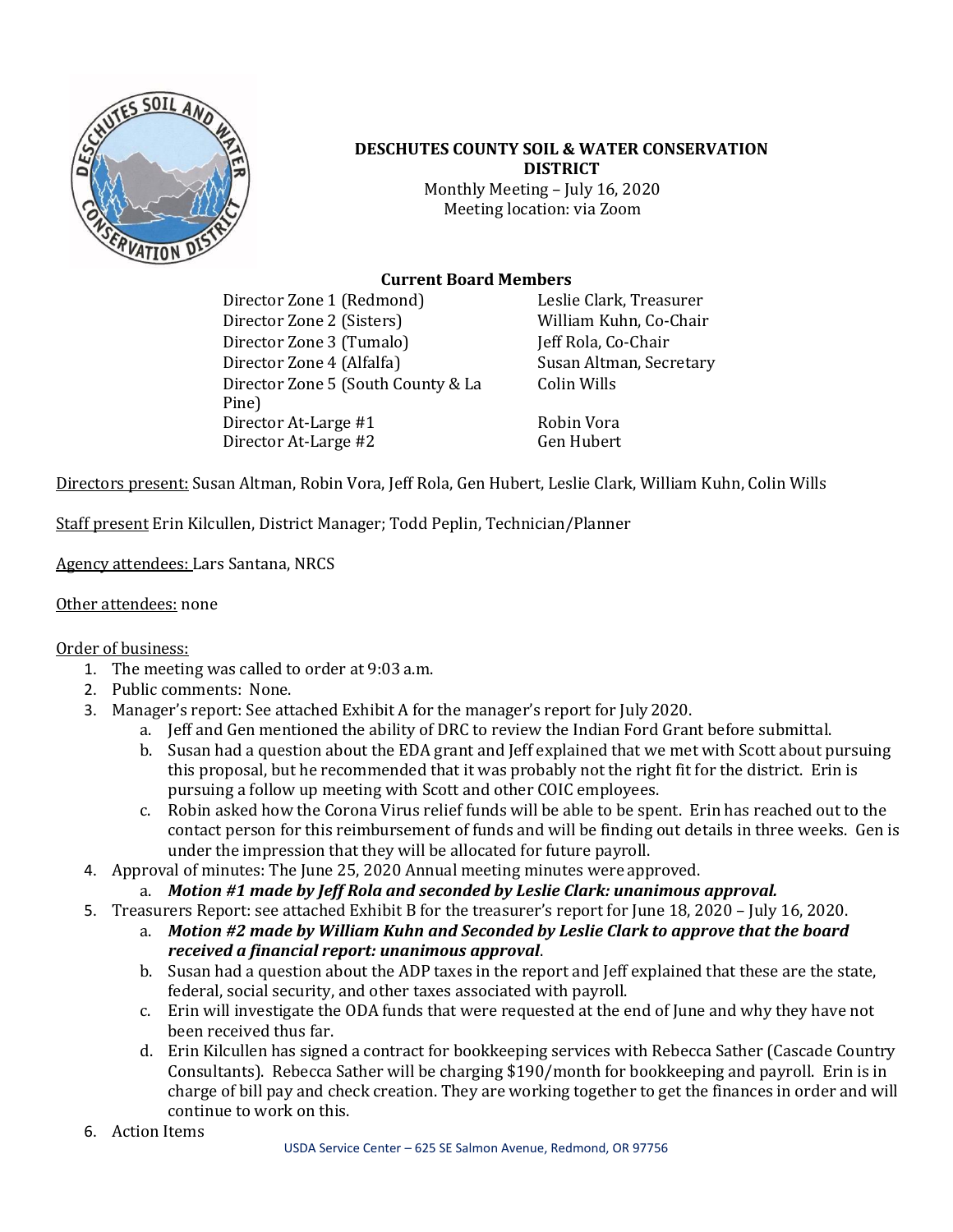# DESCHUTES COUNTY SOIL & WATER CONSERVATION DISTRICT

Monthly Meeting – July 16, 2020
Meeting location: via Zoom

## Current Board Members

| | |
|---|---|
| Director Zone 1 (Redmond) | Leslie Clark, Treasurer |
| Director Zone 2 (Sisters) | William Kuhn, Co-Chair |
| Director Zone 3 (Tumalo) | Jeff Rola, Co-Chair |
| Director Zone 4 (Alfalfa) | Susan Altman, Secretary |
| Director Zone 5 (South County & La Pine) | Colin Wills |
| Director At-Large #1 | Robin Vora |
| Director At-Large #2 | Gen Hubert |

Directors present: Susan Altman, Robin Vora, Jeff Rola, Gen Hubert, Leslie Clark, William Kuhn, Colin Wills

Staff present Erin Kilcullen, District Manager; Todd Peplin, Technician/Planner

Agency attendees: Lars Santana, NRCS

Other attendees: none

Order of business:

1. The meeting was called to order at 9:03 a.m.
2. Public comments: None.
3. Manager's report: See attached Exhibit A for the manager's report for July 2020.
   a. Jeff and Gen mentioned the ability of DRC to review the Indian Ford Grant before submittal.
   b. Susan had a question about the EDA grant and Jeff explained that we met with Scott about pursuing this proposal, but he recommended that it was probably not the right fit for the district. Erin is pursuing a follow up meeting with Scott and other COIC employees.
   c. Robin asked how the Corona Virus relief funds will be able to be spent. Erin has reached out to the contact person for this reimbursement of funds and will be finding out details in three weeks. Gen is under the impression that they will be allocated for future payroll.
4. Approval of minutes: The June 25, 2020 Annual meeting minutes were approved.
   a. ***Motion #1 made by Jeff Rola and seconded by Leslie Clark: unanimous approval.***
5. Treasurers Report: see attached Exhibit B for the treasurer's report for June 18, 2020 – July 16, 2020.
   a. ***Motion #2 made by William Kuhn and Seconded by Leslie Clark to approve that the board received a financial report: unanimous approval***.
   b. Susan had a question about the ADP taxes in the report and Jeff explained that these are the state, federal, social security, and other taxes associated with payroll.
   c. Erin will investigate the ODA funds that were requested at the end of June and why they have not been received thus far.
   d. Erin Kilcullen has signed a contract for bookkeeping services with Rebecca Sather (Cascade Country Consultants). Rebecca Sather will be charging $190/month for bookkeeping and payroll. Erin is in charge of bill pay and check creation. They are working together to get the finances in order and will continue to work on this.
6. Action Items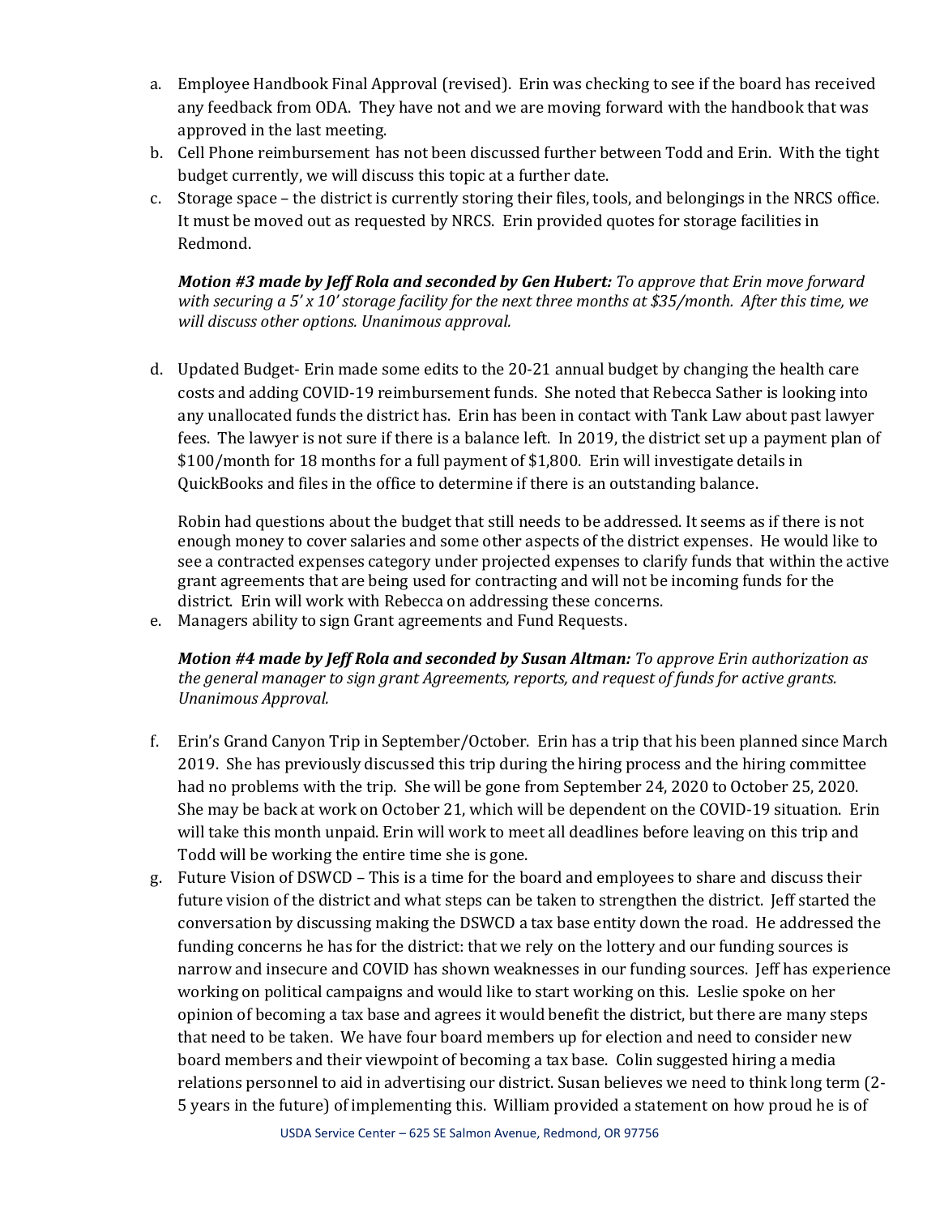a. Employee Handbook Final Approval (revised). Erin was checking to see if the board has received any feedback from ODA. They have not and we are moving forward with the handbook that was approved in the last meeting.
b. Cell Phone reimbursement has not been discussed further between Todd and Erin. With the tight budget currently, we will discuss this topic at a further date.
c. Storage space – the district is currently storing their files, tools, and belongings in the NRCS office. It must be moved out as requested by NRCS. Erin provided quotes for storage facilities in Redmond.

   ***Motion #3 made by Jeff Rola and seconded by Gen Hubert:*** *To approve that Erin move forward with securing a 5' x 10' storage facility for the next three months at $35/month. After this time, we will discuss other options. Unanimous approval.*

d. Updated Budget- Erin made some edits to the 20-21 annual budget by changing the health care costs and adding COVID-19 reimbursement funds. She noted that Rebecca Sather is looking into any unallocated funds the district has. Erin has been in contact with Tank Law about past lawyer fees. The lawyer is not sure if there is a balance left. In 2019, the district set up a payment plan of $100/month for 18 months for a full payment of $1,800. Erin will investigate details in QuickBooks and files in the office to determine if there is an outstanding balance.

   Robin had questions about the budget that still needs to be addressed. It seems as if there is not enough money to cover salaries and some other aspects of the district expenses. He would like to see a contracted expenses category under projected expenses to clarify funds that within the active grant agreements that are being used for contracting and will not be incoming funds for the district. Erin will work with Rebecca on addressing these concerns.
e. Managers ability to sign Grant agreements and Fund Requests.

   ***Motion #4 made by Jeff Rola and seconded by Susan Altman:*** *To approve Erin authorization as the general manager to sign grant Agreements, reports, and request of funds for active grants. Unanimous Approval.*

f. Erin's Grand Canyon Trip in September/October. Erin has a trip that his been planned since March 2019. She has previously discussed this trip during the hiring process and the hiring committee had no problems with the trip. She will be gone from September 24, 2020 to October 25, 2020. She may be back at work on October 21, which will be dependent on the COVID-19 situation. Erin will take this month unpaid. Erin will work to meet all deadlines before leaving on this trip and Todd will be working the entire time she is gone.
g. Future Vision of DSWCD – This is a time for the board and employees to share and discuss their future vision of the district and what steps can be taken to strengthen the district. Jeff started the conversation by discussing making the DSWCD a tax base entity down the road. He addressed the funding concerns he has for the district: that we rely on the lottery and our funding sources is narrow and insecure and COVID has shown weaknesses in our funding sources. Jeff has experience working on political campaigns and would like to start working on this. Leslie spoke on her opinion of becoming a tax base and agrees it would benefit the district, but there are many steps that need to be taken. We have four board members up for election and need to consider new board members and their viewpoint of becoming a tax base. Colin suggested hiring a media relations personnel to aid in advertising our district. Susan believes we need to think long term (2-5 years in the future) of implementing this. William provided a statement on how proud he is of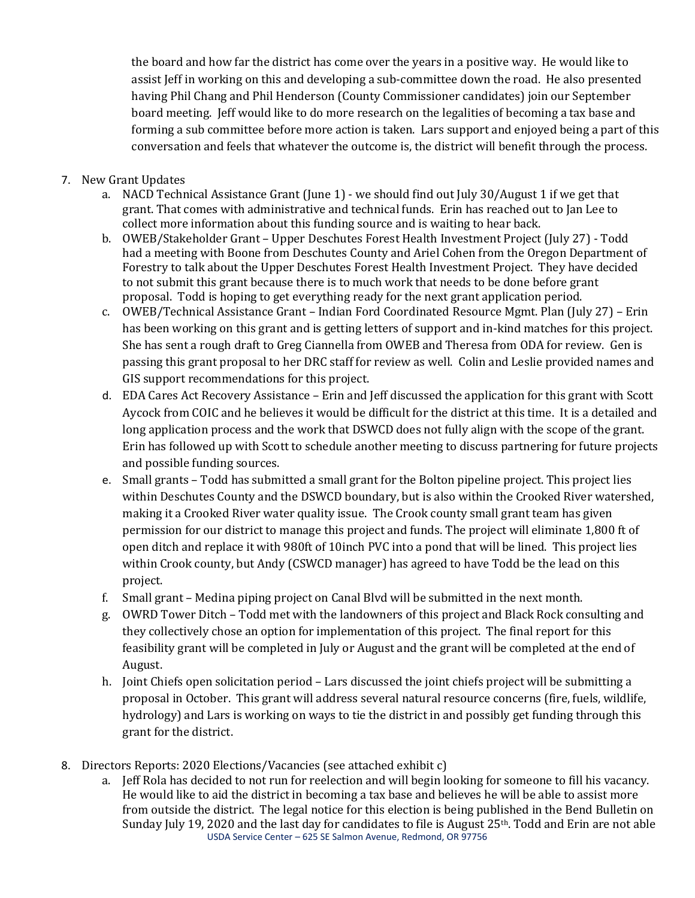the board and how far the district has come over the years in a positive way. He would like to assist Jeff in working on this and developing a sub-committee down the road. He also presented having Phil Chang and Phil Henderson (County Commissioner candidates) join our September board meeting. Jeff would like to do more research on the legalities of becoming a tax base and forming a sub committee before more action is taken. Lars support and enjoyed being a part of this conversation and feels that whatever the outcome is, the district will benefit through the process.

7. New Grant Updates
   a. NACD Technical Assistance Grant (June 1) - we should find out July 30/August 1 if we get that grant. That comes with administrative and technical funds. Erin has reached out to Jan Lee to collect more information about this funding source and is waiting to hear back.
   b. OWEB/Stakeholder Grant – Upper Deschutes Forest Health Investment Project (July 27) - Todd had a meeting with Boone from Deschutes County and Ariel Cohen from the Oregon Department of Forestry to talk about the Upper Deschutes Forest Health Investment Project. They have decided to not submit this grant because there is to much work that needs to be done before grant proposal. Todd is hoping to get everything ready for the next grant application period.
   c. OWEB/Technical Assistance Grant – Indian Ford Coordinated Resource Mgmt. Plan (July 27) – Erin has been working on this grant and is getting letters of support and in-kind matches for this project. She has sent a rough draft to Greg Ciannella from OWEB and Theresa from ODA for review. Gen is passing this grant proposal to her DRC staff for review as well. Colin and Leslie provided names and GIS support recommendations for this project.
   d. EDA Cares Act Recovery Assistance – Erin and Jeff discussed the application for this grant with Scott Aycock from COIC and he believes it would be difficult for the district at this time. It is a detailed and long application process and the work that DSWCD does not fully align with the scope of the grant. Erin has followed up with Scott to schedule another meeting to discuss partnering for future projects and possible funding sources.
   e. Small grants – Todd has submitted a small grant for the Bolton pipeline project. This project lies within Deschutes County and the DSWCD boundary, but is also within the Crooked River watershed, making it a Crooked River water quality issue. The Crook county small grant team has given permission for our district to manage this project and funds. The project will eliminate 1,800 ft of open ditch and replace it with 980ft of 10inch PVC into a pond that will be lined. This project lies within Crook county, but Andy (CSWCD manager) has agreed to have Todd be the lead on this project.
   f. Small grant – Medina piping project on Canal Blvd will be submitted in the next month.
   g. OWRD Tower Ditch – Todd met with the landowners of this project and Black Rock consulting and they collectively chose an option for implementation of this project. The final report for this feasibility grant will be completed in July or August and the grant will be completed at the end of August.
   h. Joint Chiefs open solicitation period – Lars discussed the joint chiefs project will be submitting a proposal in October. This grant will address several natural resource concerns (fire, fuels, wildlife, hydrology) and Lars is working on ways to tie the district in and possibly get funding through this grant for the district.

8. Directors Reports: 2020 Elections/Vacancies (see attached exhibit c)
   a. Jeff Rola has decided to not run for reelection and will begin looking for someone to fill his vacancy. He would like to aid the district in becoming a tax base and believes he will be able to assist more from outside the district. The legal notice for this election is being published in the Bend Bulletin on Sunday July 19, 2020 and the last day for candidates to file is August 25th. Todd and Erin are not able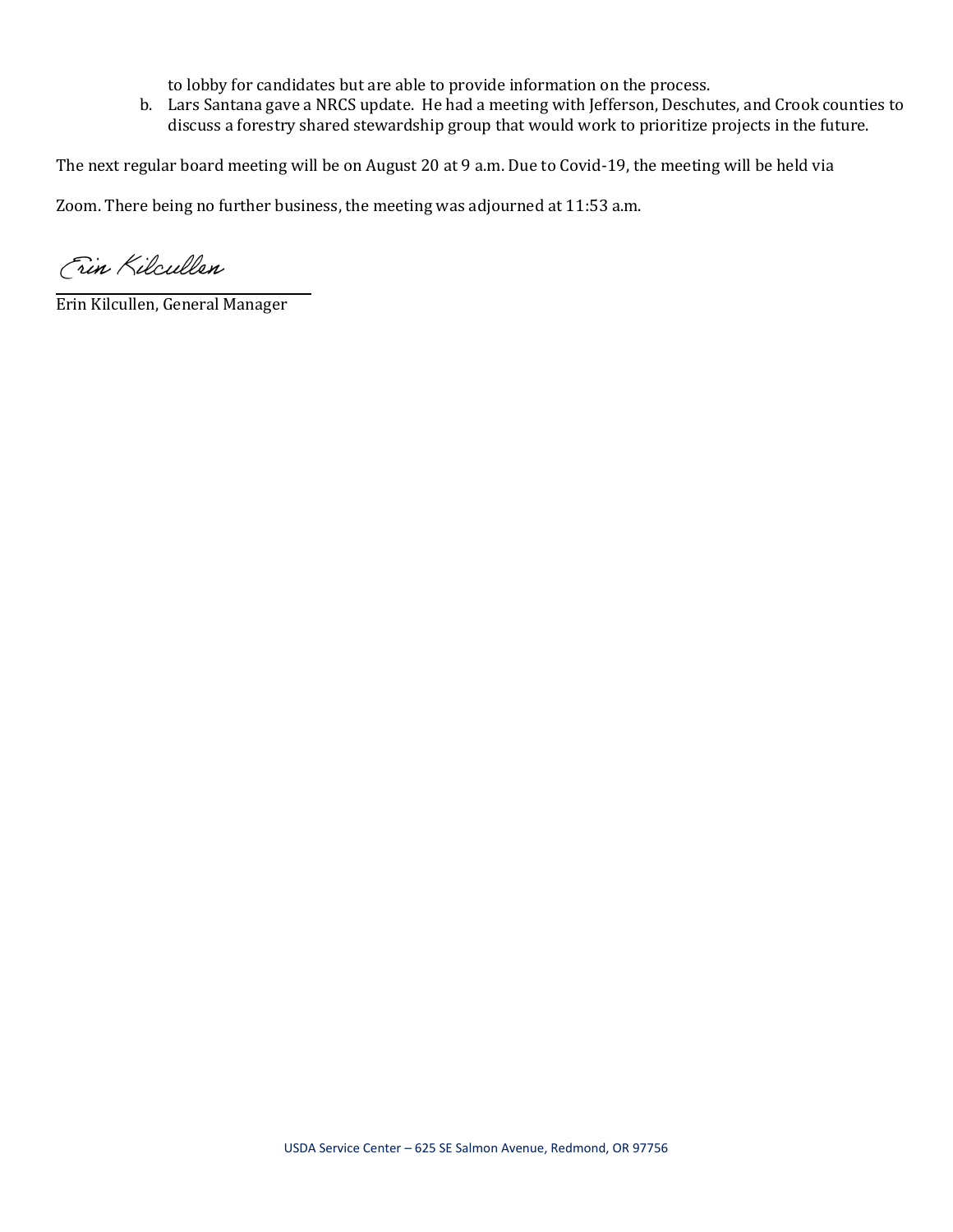to lobby for candidates but are able to provide information on the process.

b. Lars Santana gave a NRCS update. He had a meeting with Jefferson, Deschutes, and Crook counties to discuss a forestry shared stewardship group that would work to prioritize projects in the future.

The next regular board meeting will be on August 20 at 9 a.m. Due to Covid-19, the meeting will be held via Zoom. There being no further business, the meeting was adjourned at 11:53 a.m.

Erin Kilcullen

Erin Kilcullen, General Manager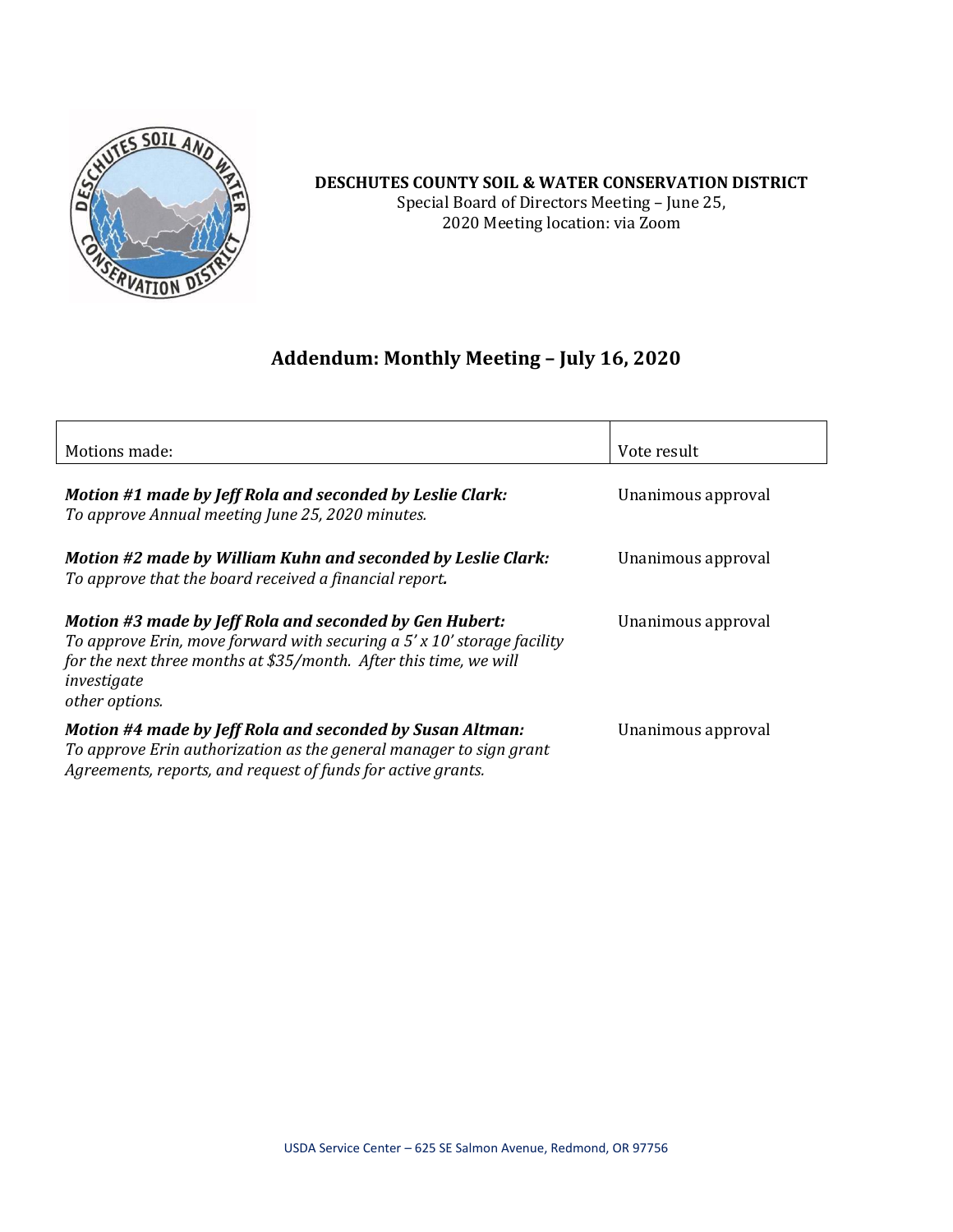**DESCHUTES COUNTY SOIL & WATER CONSERVATION DISTRICT**
Special Board of Directors Meeting – June 25, 2020 Meeting location: via Zoom

## Addendum: Monthly Meeting – July 16, 2020

| Motions made: | Vote result |
|---|---|
| ***Motion #1 made by Jeff Rola and seconded by Leslie Clark:*** *To approve Annual meeting June 25, 2020 minutes.* | Unanimous approval |
| ***Motion #2 made by William Kuhn and seconded by Leslie Clark:*** *To approve that the board received a financial report**.*** | Unanimous approval |
| ***Motion #3 made by Jeff Rola and seconded by Gen Hubert:*** *To approve Erin, move forward with securing a 5' x 10' storage facility for the next three months at $35/month. After this time, we will investigate other options.* | Unanimous approval |
| ***Motion #4 made by Jeff Rola and seconded by Susan Altman:*** *To approve Erin authorization as the general manager to sign grant Agreements, reports, and request of funds for active grants.* | Unanimous approval |

USDA Service Center – 625 SE Salmon Avenue, Redmond, OR 97756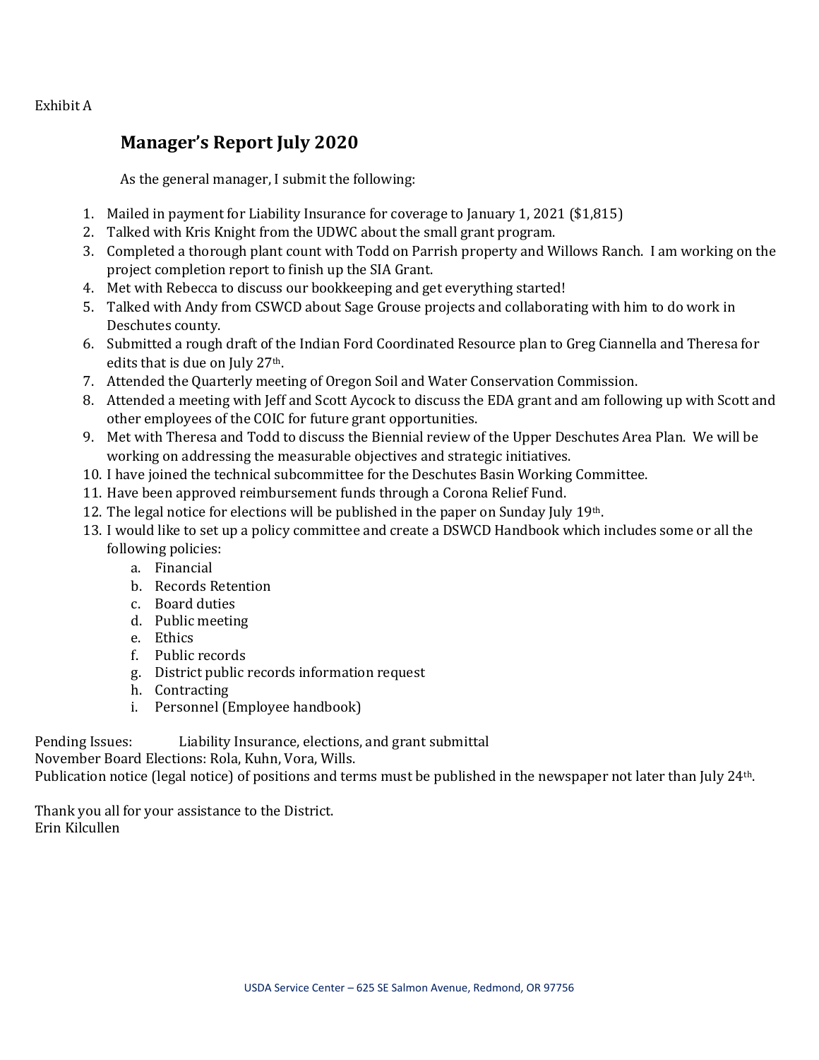Exhibit A

## Manager's Report July 2020

As the general manager, I submit the following:

1. Mailed in payment for Liability Insurance for coverage to January 1, 2021 ($1,815)
2. Talked with Kris Knight from the UDWC about the small grant program.
3. Completed a thorough plant count with Todd on Parrish property and Willows Ranch. I am working on the project completion report to finish up the SIA Grant.
4. Met with Rebecca to discuss our bookkeeping and get everything started!
5. Talked with Andy from CSWCD about Sage Grouse projects and collaborating with him to do work in Deschutes county.
6. Submitted a rough draft of the Indian Ford Coordinated Resource plan to Greg Ciannella and Theresa for edits that is due on July 27th.
7. Attended the Quarterly meeting of Oregon Soil and Water Conservation Commission.
8. Attended a meeting with Jeff and Scott Aycock to discuss the EDA grant and am following up with Scott and other employees of the COIC for future grant opportunities.
9. Met with Theresa and Todd to discuss the Biennial review of the Upper Deschutes Area Plan. We will be working on addressing the measurable objectives and strategic initiatives.
10. I have joined the technical subcommittee for the Deschutes Basin Working Committee.
11. Have been approved reimbursement funds through a Corona Relief Fund.
12. The legal notice for elections will be published in the paper on Sunday July 19th.
13. I would like to set up a policy committee and create a DSWCD Handbook which includes some or all the following policies:
    a. Financial
    b. Records Retention
    c. Board duties
    d. Public meeting
    e. Ethics
    f. Public records
    g. District public records information request
    h. Contracting
    i. Personnel (Employee handbook)

Pending Issues: Liability Insurance, elections, and grant submittal
November Board Elections: Rola, Kuhn, Vora, Wills.
Publication notice (legal notice) of positions and terms must be published in the newspaper not later than July 24th.

Thank you all for your assistance to the District.
Erin Kilcullen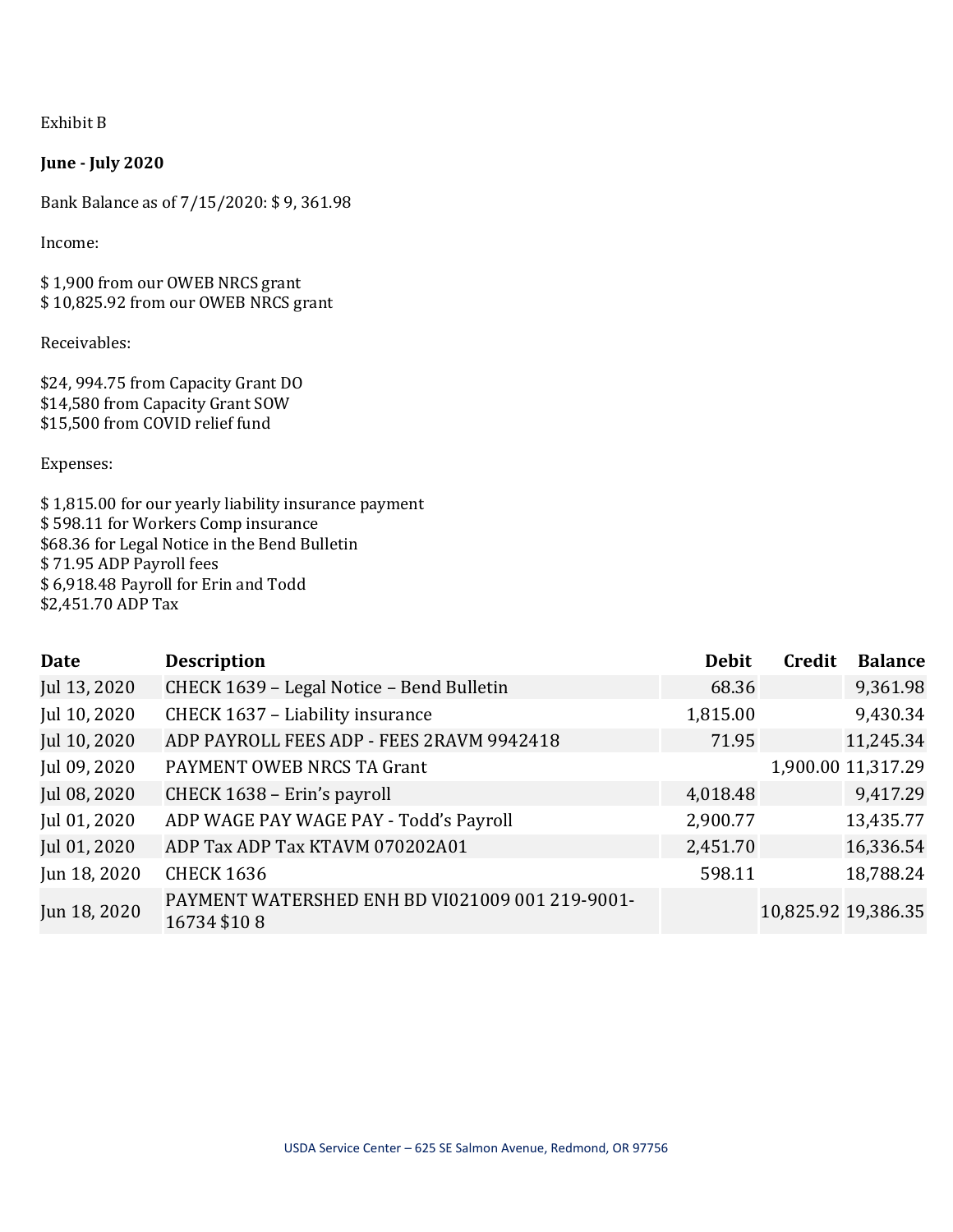Exhibit B

**June - July 2020**

Bank Balance as of 7/15/2020: $ 9, 361.98

Income:

$ 1,900 from our OWEB NRCS grant
$ 10,825.92 from our OWEB NRCS grant

Receivables:

$24, 994.75 from Capacity Grant DO
$14,580 from Capacity Grant SOW
$15,500 from COVID relief fund

Expenses:

$ 1,815.00 for our yearly liability insurance payment
$ 598.11 for Workers Comp insurance
$68.36 for Legal Notice in the Bend Bulletin
$ 71.95 ADP Payroll fees
$ 6,918.48 Payroll for Erin and Todd
$2,451.70 ADP Tax

| Date | Description | Debit | Credit | Balance |
|---|---|---|---|---|
| Jul 13, 2020 | CHECK 1639 – Legal Notice – Bend Bulletin | 68.36 | | 9,361.98 |
| Jul 10, 2020 | CHECK 1637 – Liability insurance | 1,815.00 | | 9,430.34 |
| Jul 10, 2020 | ADP PAYROLL FEES ADP - FEES 2RAVM 9942418 | 71.95 | | 11,245.34 |
| Jul 09, 2020 | PAYMENT OWEB NRCS TA Grant | | 1,900.00 | 11,317.29 |
| Jul 08, 2020 | CHECK 1638 – Erin's payroll | 4,018.48 | | 9,417.29 |
| Jul 01, 2020 | ADP WAGE PAY WAGE PAY - Todd's Payroll | 2,900.77 | | 13,435.77 |
| Jul 01, 2020 | ADP Tax ADP Tax KTAVM 070202A01 | 2,451.70 | | 16,336.54 |
| Jun 18, 2020 | CHECK 1636 | 598.11 | | 18,788.24 |
| Jun 18, 2020 | PAYMENT WATERSHED ENH BD VI021009 001 219-9001-16734 $10 8 | | 10,825.92 | 19,386.35 |

USDA Service Center – 625 SE Salmon Avenue, Redmond, OR 97756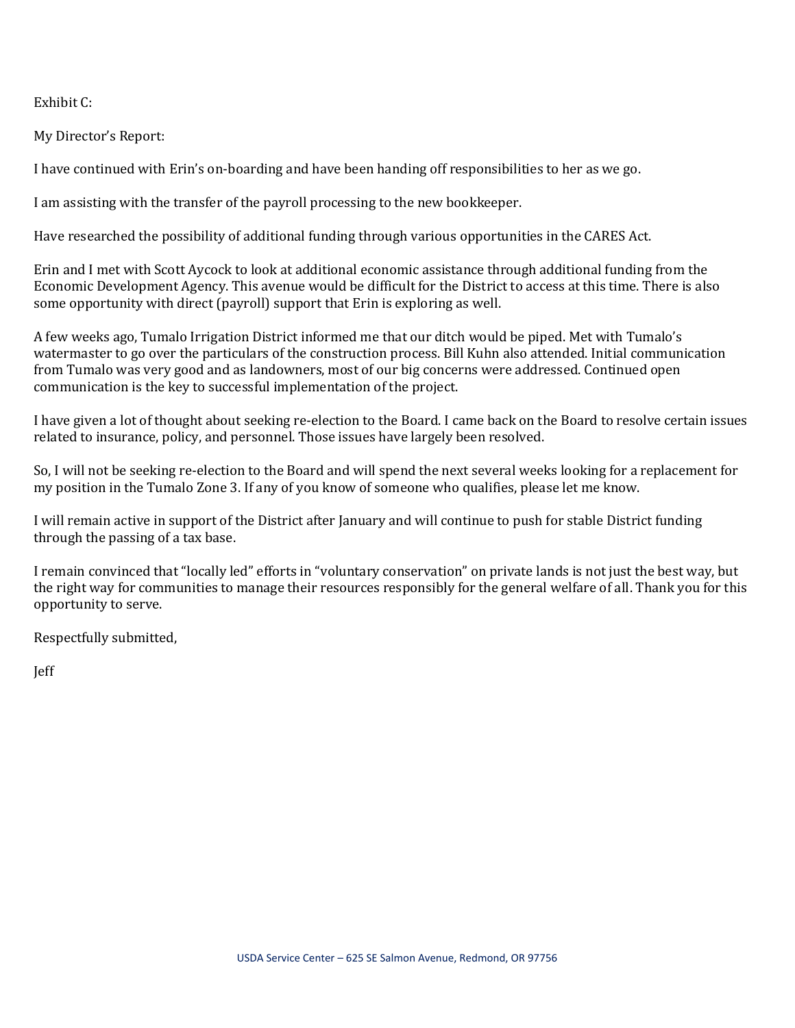Exhibit C:

My Director's Report:

I have continued with Erin's on-boarding and have been handing off responsibilities to her as we go.

I am assisting with the transfer of the payroll processing to the new bookkeeper.

Have researched the possibility of additional funding through various opportunities in the CARES Act.

Erin and I met with Scott Aycock to look at additional economic assistance through additional funding from the Economic Development Agency. This avenue would be difficult for the District to access at this time. There is also some opportunity with direct (payroll) support that Erin is exploring as well.

A few weeks ago, Tumalo Irrigation District informed me that our ditch would be piped. Met with Tumalo's watermaster to go over the particulars of the construction process. Bill Kuhn also attended. Initial communication from Tumalo was very good and as landowners, most of our big concerns were addressed. Continued open communication is the key to successful implementation of the project.

I have given a lot of thought about seeking re-election to the Board. I came back on the Board to resolve certain issues related to insurance, policy, and personnel. Those issues have largely been resolved.

So, I will not be seeking re-election to the Board and will spend the next several weeks looking for a replacement for my position in the Tumalo Zone 3. If any of you know of someone who qualifies, please let me know.

I will remain active in support of the District after January and will continue to push for stable District funding through the passing of a tax base.

I remain convinced that "locally led" efforts in "voluntary conservation" on private lands is not just the best way, but the right way for communities to manage their resources responsibly for the general welfare of all. Thank you for this opportunity to serve.

Respectfully submitted,

Jeff